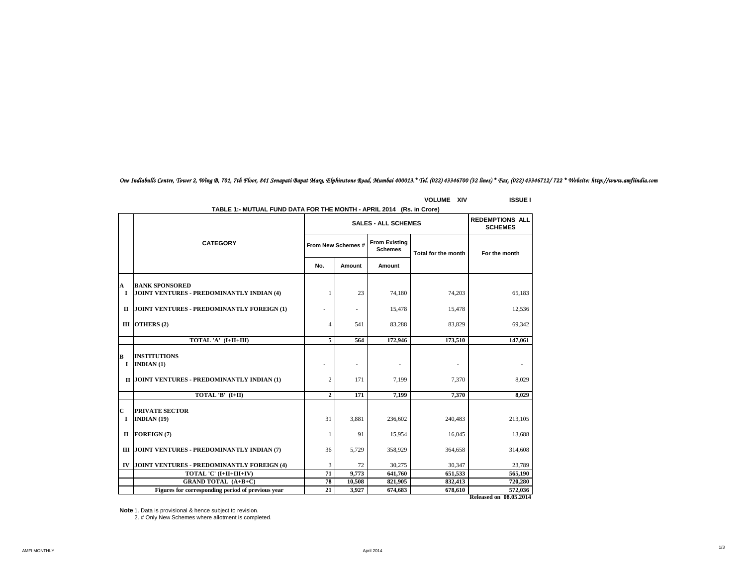*One Indiabulls Centre, Tower 2, Wing B, 701, 7th Floor, 841 Senapati Bapat Marg, Elphinstone Road, Mumbai 400013.* Tel. (022) 43346700 (32 lines) * Fax. (022) 43346712/ 722 * Website: http://www.amfiindia.com*

**VOLUME XIV** **ISSUE I**

**TABLE 1:- MUTUAL FUND DATA FOR THE MONTH - APRIL 2014 (Rs. in Crore)**

| | CATEGORY | SALES - ALL SCHEMES | | | | REDEMPTIONS ALL SCHEMES |
|---|---|---|---|---|---|---|
| | | From New Schemes # | | From Existing Schemes | Total for the month | For the month |
| | | No. | Amount | Amount | | |
| **A** | **BANK SPONSORED** | | | | | |
| **I** | **JOINT VENTURES - PREDOMINANTLY INDIAN (4)** | 1 | 23 | 74,180 | 74,203 | 65,183 |
| **II** | **JOINT VENTURES - PREDOMINANTLY FOREIGN (1)** | - | - | 15,478 | 15,478 | 12,536 |
| **III** | **OTHERS (2)** | 4 | 541 | 83,288 | 83,829 | 69,342 |
| | **TOTAL 'A' (I+II+III)** | **5** | **564** | **172,946** | **173,510** | **147,061** |
| **B** | **INSTITUTIONS** | | | | | |
| **I** | **INDIAN (1)** | - | - | - | - | - |
| **II** | **JOINT VENTURES - PREDOMINANTLY INDIAN (1)** | 2 | 171 | 7,199 | 7,370 | 8,029 |
| | **TOTAL 'B' (I+II)** | **2** | **171** | **7,199** | **7,370** | **8,029** |
| **C** | **PRIVATE SECTOR** | | | | | |
| **I** | **INDIAN (19)** | 31 | 3,881 | 236,602 | 240,483 | 213,105 |
| **II** | **FOREIGN (7)** | 1 | 91 | 15,954 | 16,045 | 13,688 |
| **III** | **JOINT VENTURES - PREDOMINANTLY INDIAN (7)** | 36 | 5,729 | 358,929 | 364,658 | 314,608 |
| **IV** | **JOINT VENTURES - PREDOMINANTLY FOREIGN (4)** | 3 | 72 | 30,275 | 30,347 | 23,789 |
| | **TOTAL 'C' (I+II+III+IV)** | **71** | **9,773** | **641,760** | **651,533** | **565,190** |
| | **GRAND TOTAL (A+B+C)** | **78** | **10,508** | **821,905** | **832,413** | **720,280** |
| | **Figures for corresponding period of previous year** | **21** | **3,927** | **674,683** | **678,610** | **572,036** |

**Released on 08.05.2014**

**Note** 1. Data is provisional & hence subject to revision.

2. # Only New Schemes where allotment is completed.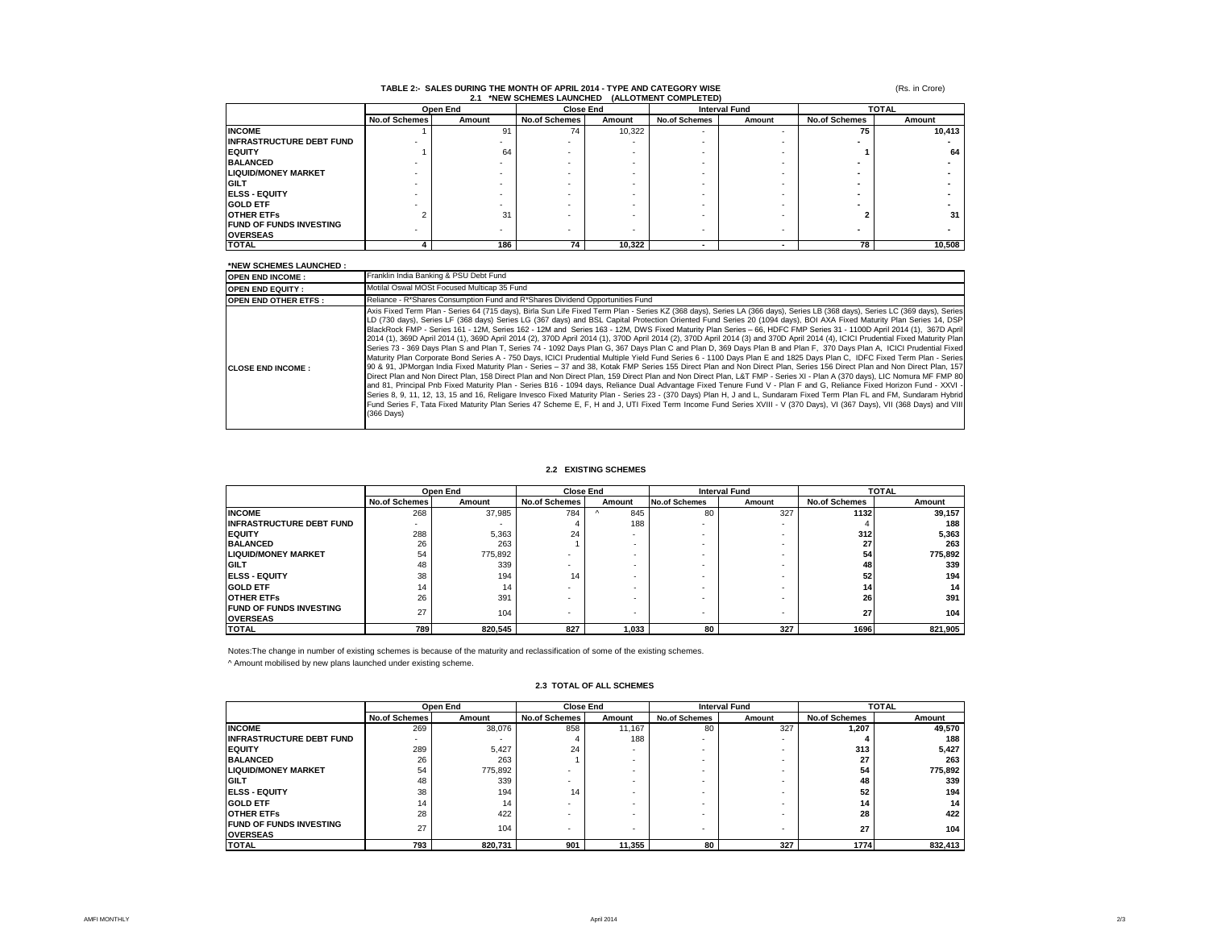### TABLE 2:- SALES DURING THE MONTH OF APRIL 2014 - TYPE AND CATEGORY WISE

#### 2.1 *NEW SCHEMES LAUNCHED (ALLOTMENT COMPLETED)

(Rs. in Crore)

| | Open End | | Close End | | Interval Fund | | TOTAL | |
|---|---|---|---|---|---|---|---|---|
| | No.of Schemes | Amount | No.of Schemes | Amount | No.of Schemes | Amount | No.of Schemes | Amount |
| **INCOME** | 1 | 91 | 74 | 10,322 | - | - | 75 | 10,413 |
| **INFRASTRUCTURE DEBT FUND** | - | - | - | - | - | - | - | - |
| **EQUITY** | 1 | 64 | - | - | - | - | 1 | 64 |
| **BALANCED** | - | - | - | - | - | - | - | - |
| **LIQUID/MONEY MARKET** | - | - | - | - | - | - | - | - |
| **GILT** | - | - | - | - | - | - | - | - |
| **ELSS - EQUITY** | - | - | - | - | - | - | - | - |
| **GOLD ETF** | - | - | - | - | - | - | - | - |
| **OTHER ETFs** | 2 | 31 | - | - | - | - | 2 | 31 |
| **FUND OF FUNDS INVESTING OVERSEAS** | - | - | - | - | - | - | - | - |
| **TOTAL** | 4 | 186 | 74 | 10,322 | - | - | 78 | 10,508 |

**\*NEW SCHEMES LAUNCHED :**

| | |
|---|---|
| **OPEN END INCOME :** | Franklin India Banking & PSU Debt Fund |
| **OPEN END EQUITY :** | Motilal Oswal MOSt Focused Multicap 35 Fund |
| **OPEN END OTHER ETFS :** | Reliance - R*Shares Consumption Fund and R*Shares Dividend Opportunities Fund |
| **CLOSE END INCOME :** | Axis Fixed Term Plan - Series 64 (715 days), Birla Sun Life Fixed Term Plan - Series KZ (368 days), Series LA (366 days), Series LB (368 days), Series LC (369 days), Series LD (730 days), Series LF (368 days) Series LG (367 days) and BSL Capital Protection Oriented Fund Series 20 (1094 days), BOI AXA Fixed Maturity Plan Series 14, DSP BlackRock FMP - Series 161 - 12M, Series 162 - 12M and Series 163 - 12M, DWS Fixed Maturity Plan Series – 66, HDFC FMP Series 31 - 1100D April 2014 (1), 367D April 2014 (1), 369D April 2014 (1), 369D April 2014 (2), 370D April 2014 (1), 370D April 2014 (2), 370D April 2014 (3) and 370D April 2014 (4), ICICI Prudential Fixed Maturity Plan Series 73 - 369 Days Plan S and Plan T, Series 74 - 1092 Days Plan G, 367 Days Plan C and Plan D, 369 Days Plan B and Plan F, 370 Days Plan A, ICICI Prudential Fixed Maturity Plan Corporate Bond Series A - 750 Days, ICICI Prudential Multiple Yield Fund Series 6 - 1100 Days Plan E and 1825 Days Plan C, IDFC Fixed Term Plan - Series 90 & 91, JPMorgan India Fixed Maturity Plan - Series – 37 and 38, Kotak FMP Series 155 Direct Plan and Non Direct Plan, Series 156 Direct Plan and Non Direct Plan, 157 Direct Plan and Non Direct Plan, 158 Direct Plan and Non Direct Plan, 159 Direct Plan and Non Direct Plan, L&T FMP - Series XI - Plan A (370 days), LIC Nomura MF FMP 80 and 81, Principal Pnb Fixed Maturity Plan - Series B16 - 1094 days, Reliance Dual Advantage Fixed Tenure Fund V - Plan F and G, Reliance Fixed Horizon Fund - XXVI - Series 8, 9, 11, 12, 13, 15 and 16, Religare Invesco Fixed Maturity Plan - Series 23 - (370 Days) Plan H, J and L, Sundaram Fixed Term Plan FL and FM, Sundaram Hybrid Fund Series F, Tata Fixed Maturity Plan Series 47 Scheme E, F, H and J, UTI Fixed Term Income Fund Series XVIII - V (370 Days), VI (367 Days), VII (368 Days) and VIII (366 Days) |

#### 2.2 EXISTING SCHEMES

| | Open End | | Close End | | Interval Fund | | TOTAL | |
|---|---|---|---|---|---|---|---|---|
| | No.of Schemes | Amount | No.of Schemes | Amount | No.of Schemes | Amount | No.of Schemes | Amount |
| **INCOME** | 268 | 37,985 | 784 | ^ 845 | 80 | 327 | 1132 | 39,157 |
| **INFRASTRUCTURE DEBT FUND** | - | - | 4 | 188 | - | - | 4 | 188 |
| **EQUITY** | 288 | 5,363 | 24 | - | - | - | 312 | 5,363 |
| **BALANCED** | 26 | 263 | 1 | - | - | - | 27 | 263 |
| **LIQUID/MONEY MARKET** | 54 | 775,892 | - | - | - | - | 54 | 775,892 |
| **GILT** | 48 | 339 | - | - | - | - | 48 | 339 |
| **ELSS - EQUITY** | 38 | 194 | 14 | - | - | - | 52 | 194 |
| **GOLD ETF** | 14 | 14 | - | - | - | - | 14 | 14 |
| **OTHER ETFs** | 26 | 391 | - | - | - | - | 26 | 391 |
| **FUND OF FUNDS INVESTING OVERSEAS** | 27 | 104 | - | - | - | - | 27 | 104 |
| **TOTAL** | 789 | 820,545 | 827 | 1,033 | 80 | 327 | 1696 | 821,905 |

Notes:The change in number of existing schemes is because of the maturity and reclassification of some of the existing schemes.

^ Amount mobilised by new plans launched under existing scheme.

#### 2.3 TOTAL OF ALL SCHEMES

| | Open End | | Close End | | Interval Fund | | TOTAL | |
|---|---|---|---|---|---|---|---|---|
| | No.of Schemes | Amount | No.of Schemes | Amount | No.of Schemes | Amount | No.of Schemes | Amount |
| **INCOME** | 269 | 38,076 | 858 | 11,167 | 80 | 327 | 1,207 | 49,570 |
| **INFRASTRUCTURE DEBT FUND** | - | - | 4 | 188 | - | - | 4 | 188 |
| **EQUITY** | 289 | 5,427 | 24 | - | - | - | 313 | 5,427 |
| **BALANCED** | 26 | 263 | 1 | - | - | - | 27 | 263 |
| **LIQUID/MONEY MARKET** | 54 | 775,892 | - | - | - | - | 54 | 775,892 |
| **GILT** | 48 | 339 | - | - | - | - | 48 | 339 |
| **ELSS - EQUITY** | 38 | 194 | 14 | - | - | - | 52 | 194 |
| **GOLD ETF** | 14 | 14 | - | - | - | - | 14 | 14 |
| **OTHER ETFs** | 28 | 422 | - | - | - | - | 28 | 422 |
| **FUND OF FUNDS INVESTING OVERSEAS** | 27 | 104 | - | - | - | - | 27 | 104 |
| **TOTAL** | 793 | 820,731 | 901 | 11,355 | 80 | 327 | 1774 | 832,413 |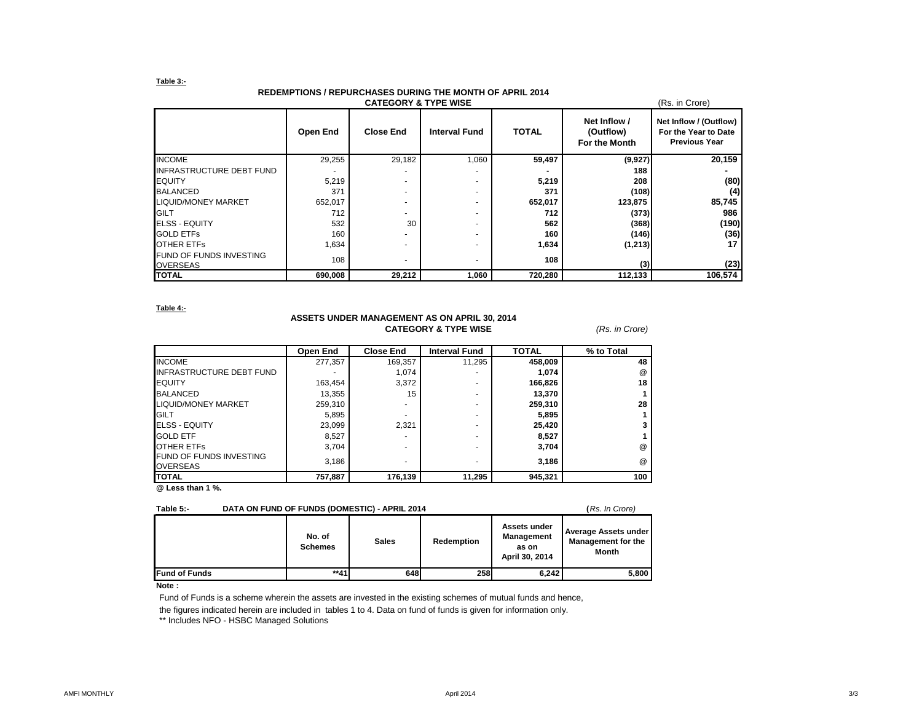**Table 3:-**

## REDEMPTIONS / REPURCHASES DURING THE MONTH OF APRIL 2014
### CATEGORY & TYPE WISE

(Rs. in Crore)

| | Open End | Close End | Interval Fund | TOTAL | Net Inflow / (Outflow) For the Month | Net Inflow / (Outflow) For the Year to Date Previous Year |
|---|---|---|---|---|---|---|
| INCOME | 29,255 | 29,182 | 1,060 | **59,497** | **(9,927)** | **20,159** |
| INFRASTRUCTURE DEBT FUND | - | - | - | **-** | **188** | **-** |
| EQUITY | 5,219 | - | - | **5,219** | **208** | **(80)** |
| BALANCED | 371 | - | - | **371** | **(108)** | **(4)** |
| LIQUID/MONEY MARKET | 652,017 | - | - | **652,017** | **123,875** | **85,745** |
| GILT | 712 | - | - | **712** | **(373)** | **986** |
| ELSS - EQUITY | 532 | 30 | - | **562** | **(368)** | **(190)** |
| GOLD ETFs | 160 | - | - | **160** | **(146)** | **(36)** |
| OTHER ETFs | 1,634 | - | - | **1,634** | **(1,213)** | **17** |
| FUND OF FUNDS INVESTING OVERSEAS | 108 | - | - | **108** | **(3)** | **(23)** |
| **TOTAL** | **690,008** | **29,212** | **1,060** | **720,280** | **112,133** | **106,574** |

**Table 4:-**

## ASSETS UNDER MANAGEMENT AS ON APRIL 30, 2014
### CATEGORY & TYPE WISE

*(Rs. in Crore)*

| | Open End | Close End | Interval Fund | TOTAL | % to Total |
|---|---|---|---|---|---|
| INCOME | 277,357 | 169,357 | 11,295 | **458,009** | **48** |
| INFRASTRUCTURE DEBT FUND | - | 1,074 | - | **1,074** | **@** |
| EQUITY | 163,454 | 3,372 | - | **166,826** | **18** |
| BALANCED | 13,355 | 15 | - | **13,370** | **1** |
| LIQUID/MONEY MARKET | 259,310 | - | - | **259,310** | **28** |
| GILT | 5,895 | - | - | **5,895** | **1** |
| ELSS - EQUITY | 23,099 | 2,321 | - | **25,420** | **3** |
| GOLD ETF | 8,527 | - | - | **8,527** | **1** |
| OTHER ETFs | 3,704 | - | - | **3,704** | **@** |
| FUND OF FUNDS INVESTING OVERSEAS | 3,186 | - | - | **3,186** | **@** |
| **TOTAL** | **757,887** | **176,139** | **11,295** | **945,321** | **100** |

**@ Less than 1 %.**

**Table 5:- DATA ON FUND OF FUNDS (DOMESTIC) - APRIL 2014**

(*Rs. In Crore)*

| | No. of Schemes | Sales | Redemption | Assets under Management as on April 30, 2014 | Average Assets under Management for the Month |
|---|---|---|---|---|---|
| **Fund of Funds** | **\*\*41** | **648** | **258** | **6,242** | **5,800** |

**Note :**

Fund of Funds is a scheme wherein the assets are invested in the existing schemes of mutual funds and hence, the figures indicated herein are included in tables 1 to 4. Data on fund of funds is given for information only.

** Includes NFO - HSBC Managed Solutions